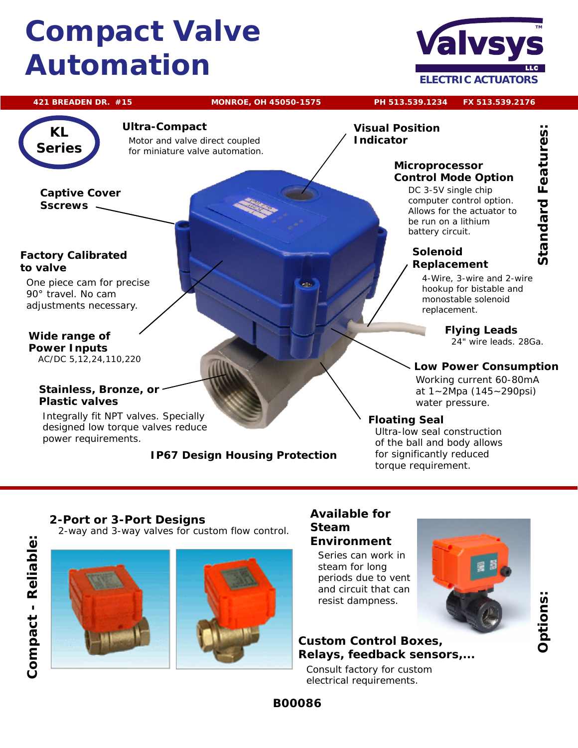# Compact Valve Automation

**Valvsys™ LLC**
**ELECTRIC ACTUATORS**

421 BREADEN DR. #15 MONROE, OH 45050-1575 PH 513.539.1234 FX 513.539.2176

## KL Series

## Standard Features:

**Ultra-Compact**
Motor and valve direct coupled for miniature valve automation.

**Captive Cover Sscrews**

**Factory Calibrated to valve**
One piece cam for precise 90° travel. No cam adjustments necessary.

**Wide range of Power Inputs**
AC/DC 5,12,24,110,220

**Stainless, Bronze, or Plastic valves**
Integrally fit NPT valves. Specially designed low torque valves reduce power requirements.

**IP67 Design Housing Protection**

**Visual Position Indicator**

**Microprocessor Control Mode Option**
DC 3-5V single chip computer control option. Allows for the actuator to be run on a lithium battery circuit.

**Solenoid Replacement**
4-Wire, 3-wire and 2-wire hookup for bistable and monostable solenoid replacement.

**Flying Leads**
24" wire leads. 28Ga.

**Low Power Consumption**
Working current 60-80mA at 1~2Mpa (145~290psi) water pressure.

**Floating Seal**
Ultra-low seal construction of the ball and body allows for significantly reduced torque requirement.

## Options:

### Compact - Reliable:

**2-Port or 3-Port Designs**
2-way and 3-way valves for custom flow control.

**Available for Steam Environment**
Series can work in steam for long periods due to vent and circuit that can resist dampness.

**Custom Control Boxes, Relays, feedback sensors,...**
Consult factory for custom electrical requirements.

B00086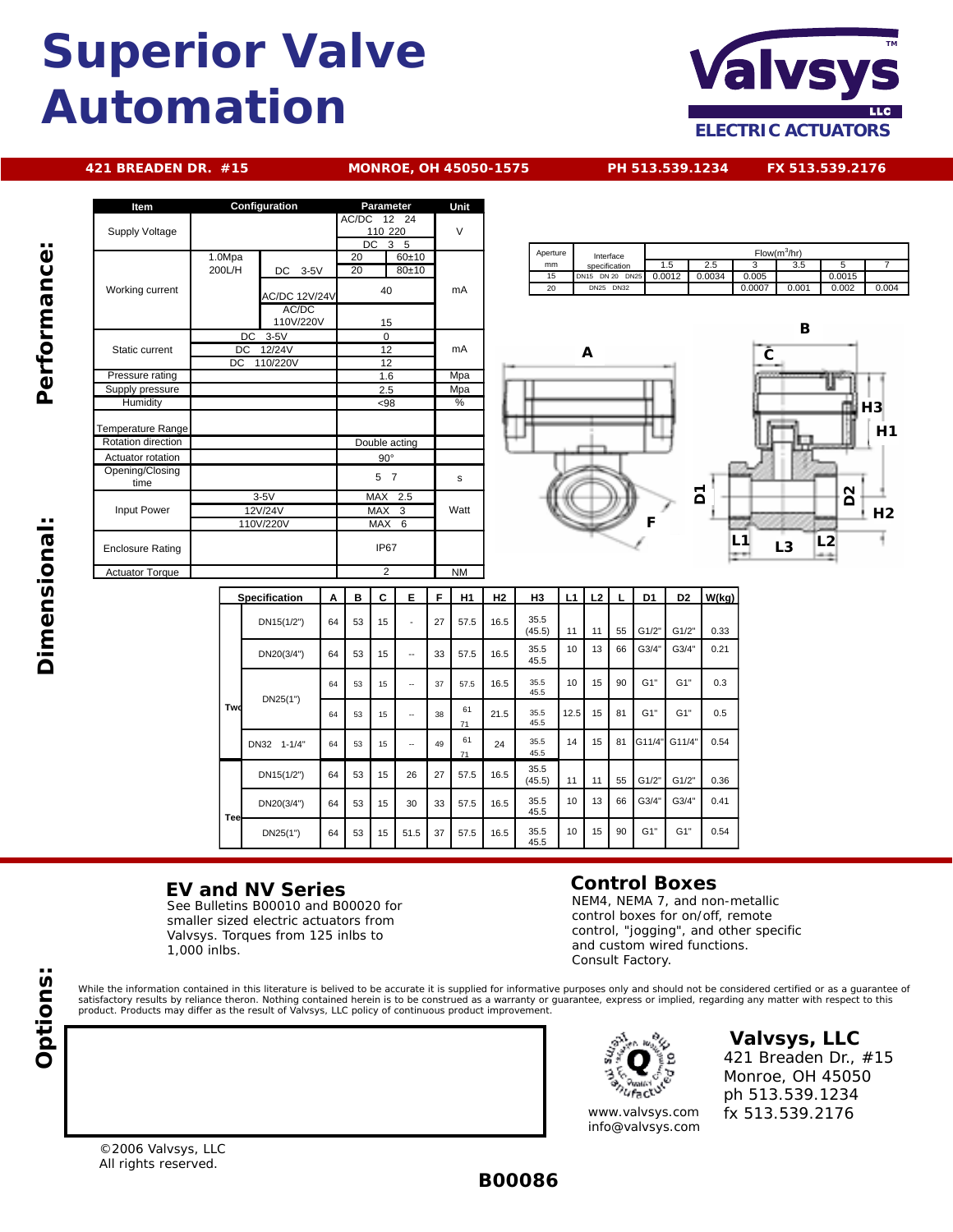# Superior Valve Automation

**Valvsys LLC**
**ELECTRIC ACTUATORS**

**421 BREADEN DR. #15** **MONROE, OH 45050-1575** **PH 513.539.1234** **FX 513.539.2176**

## Performance:

| Item | Configuration | | Parameter | | Unit |
|---|---|---|---|---|---|
| Supply Voltage | | | AC/DC 12 24<br>110 220<br>DC 3 5 | | V |
| Working current | 1.0Mpa<br>200L/H | DC 3-5V | 20 | 60±10 | mA |
| | | | 20 | 80±10 | |
| | | AC/DC 12V/24V | 40 | | |
| | | AC/DC<br>110V/220V | 15 | | |
| Static current | DC 3-5V | | 0 | | mA |
| | DC 12/24V | | 12 | | |
| | DC 110/220V | | 12 | | |
| Pressure rating | | | 1.6 | | Mpa |
| Supply pressure | | | 2.5 | | Mpa |
| Humidity | | | <98 | | % |
| Temperature Range | | | | | |
| Rotation direction | | | Double acting | | |
| Actuator rotation | | | 90° | | |
| Opening/Closing time | | | 5 7 | | s |
| Input Power | 3-5V | | MAX 2.5 | | Watt |
| | 12V/24V | | MAX 3 | | |
| | 110V/220V | | MAX 6 | | |
| Enclosure Rating | | | IP67 | | |
| Actuator Torque | | | 2 | | NM |

| Aperture mm | Interface specification | Flow($m^3$/hr) 1.5 | 2.5 | 3 | 3.5 | 5 | 7 |
|---|---|---|---|---|---|---|---|
| 15 | DN15 DN 20 DN25 | 0.0012 | 0.0034 | 0.005 | | 0.0015 | |
| 20 | DN25 DN32 | | | 0.0007 | 0.001 | 0.002 | 0.004 |

A B C H3 H1 D1 D2 H2 F L1 L3 L2

## Dimensional:

| | Specification | A | B | C | E | F | H1 | H2 | H3 | L1 | L2 | L | D1 | D2 | W(kg) |
|---|---|---|---|---|---|---|---|---|---|---|---|---|---|---|---|
| Two | DN15(1/2") | 64 | 53 | 15 | - | 27 | 57.5 | 16.5 | 35.5 (45.5) | 11 | 11 | 55 | G1/2" | G1/2" | 0.33 |
| | DN20(3/4") | 64 | 53 | 15 | -- | 33 | 57.5 | 16.5 | 35.5 45.5 | 10 | 13 | 66 | G3/4" | G3/4" | 0.21 |
| | DN25(1") | 64 | 53 | 15 | -- | 37 | 57.5 | 16.5 | 35.5 45.5 | 10 | 15 | 90 | G1" | G1" | 0.3 |
| | | 64 | 53 | 15 | -- | 38 | 61 71 | 21.5 | 35.5 45.5 | 12.5 | 15 | 81 | G1" | G1" | 0.5 |
| | DN32 1-1/4" | 64 | 53 | 15 | -- | 49 | 61 71 | 24 | 35.5 45.5 | 14 | 15 | 81 | G11/4" | G11/4" | 0.54 |
| Tee | DN15(1/2") | 64 | 53 | 15 | 26 | 27 | 57.5 | 16.5 | 35.5 (45.5) | 11 | 11 | 55 | G1/2" | G1/2" | 0.36 |
| | DN20(3/4") | 64 | 53 | 15 | 30 | 33 | 57.5 | 16.5 | 35.5 45.5 | 10 | 13 | 66 | G3/4" | G3/4" | 0.41 |
| | DN25(1") | 64 | 53 | 15 | 51.5 | 37 | 57.5 | 16.5 | 35.5 45.5 | 10 | 15 | 90 | G1" | G1" | 0.54 |

## Options:

### EV and NV Series

See Bulletins B00010 and B00020 for smaller sized electric actuators from Valvsys. Torques from 125 inlbs to 1,000 inlbs.

### Control Boxes

NEM4, NEMA 7, and non-metallic control boxes for on/off, remote control, "jogging", and other specific and custom wired functions. Consult Factory.

While the information contained in this literature is belived to be accurate it is supplied for informative purposes only and should not be considered certified or as a guarantee of satisfactory results by reliance theron. Nothing contained herein is to be construed as a warranty or guarantee, express or implied, regarding any matter with respect to this product. Products may differ as the result of Valvsys, LLC policy of continuous product improvement.

www.valvsys.com
info@valvsys.com

**Valvsys, LLC**
421 Breaden Dr., #15
Monroe, OH 45050
ph 513.539.1234
fx 513.539.2176

©2006 Valvsys, LLC
All rights reserved.

B00086